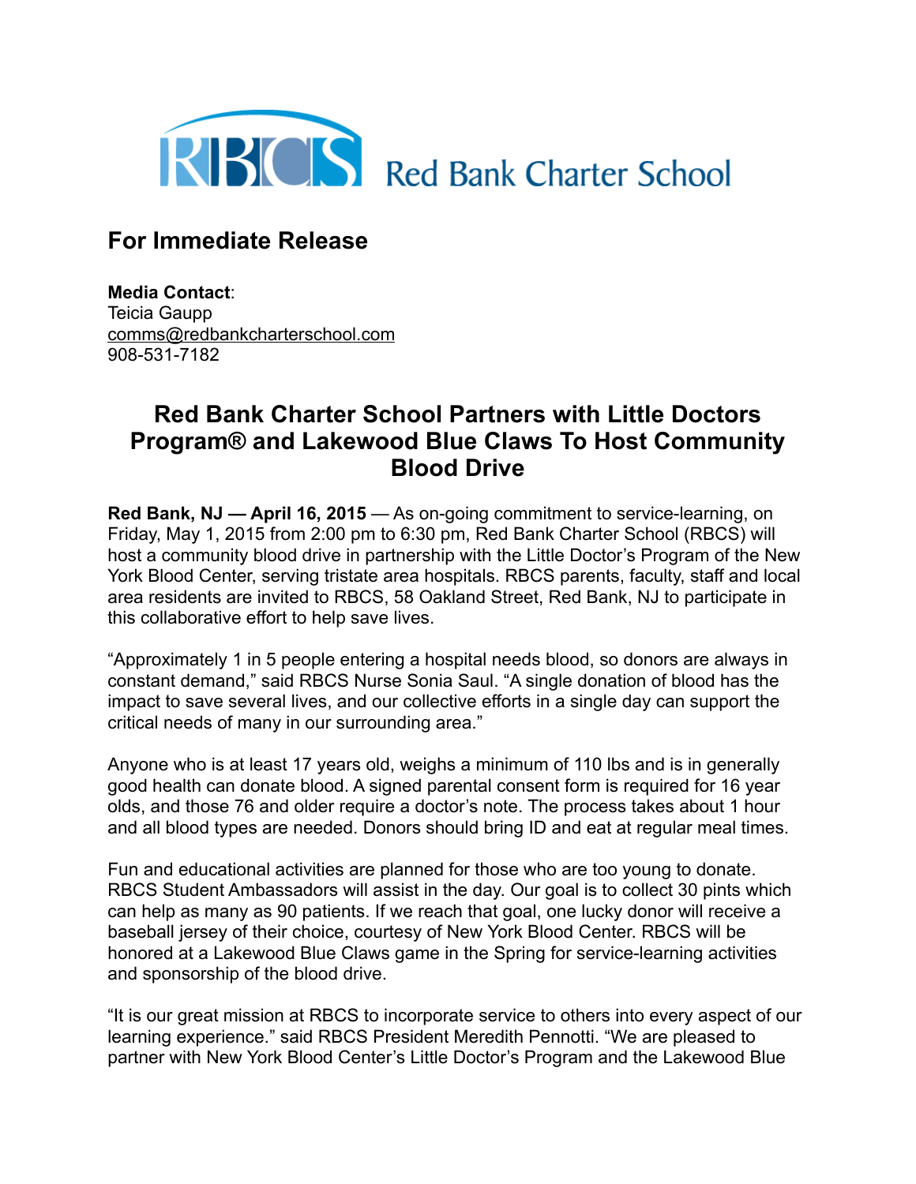Red Bank Charter School

## For Immediate Release

**Media Contact**:
Teicia Gaupp
comms@redbankcharterschool.com
908-531-7182

# Red Bank Charter School Partners with Little Doctors Program® and Lakewood Blue Claws To Host Community Blood Drive

**Red Bank, NJ — April 16, 2015** — As on-going commitment to service-learning, on Friday, May 1, 2015 from 2:00 pm to 6:30 pm, Red Bank Charter School (RBCS) will host a community blood drive in partnership with the Little Doctor's Program of the New York Blood Center, serving tristate area hospitals. RBCS parents, faculty, staff and local area residents are invited to RBCS, 58 Oakland Street, Red Bank, NJ to participate in this collaborative effort to help save lives.

"Approximately 1 in 5 people entering a hospital needs blood, so donors are always in constant demand," said RBCS Nurse Sonia Saul. "A single donation of blood has the impact to save several lives, and our collective efforts in a single day can support the critical needs of many in our surrounding area."

Anyone who is at least 17 years old, weighs a minimum of 110 lbs and is in generally good health can donate blood. A signed parental consent form is required for 16 year olds, and those 76 and older require a doctor's note. The process takes about 1 hour and all blood types are needed. Donors should bring ID and eat at regular meal times.

Fun and educational activities are planned for those who are too young to donate. RBCS Student Ambassadors will assist in the day. Our goal is to collect 30 pints which can help as many as 90 patients. If we reach that goal, one lucky donor will receive a baseball jersey of their choice, courtesy of New York Blood Center. RBCS will be honored at a Lakewood Blue Claws game in the Spring for service-learning activities and sponsorship of the blood drive.

"It is our great mission at RBCS to incorporate service to others into every aspect of our learning experience." said RBCS President Meredith Pennotti. "We are pleased to partner with New York Blood Center's Little Doctor's Program and the Lakewood Blue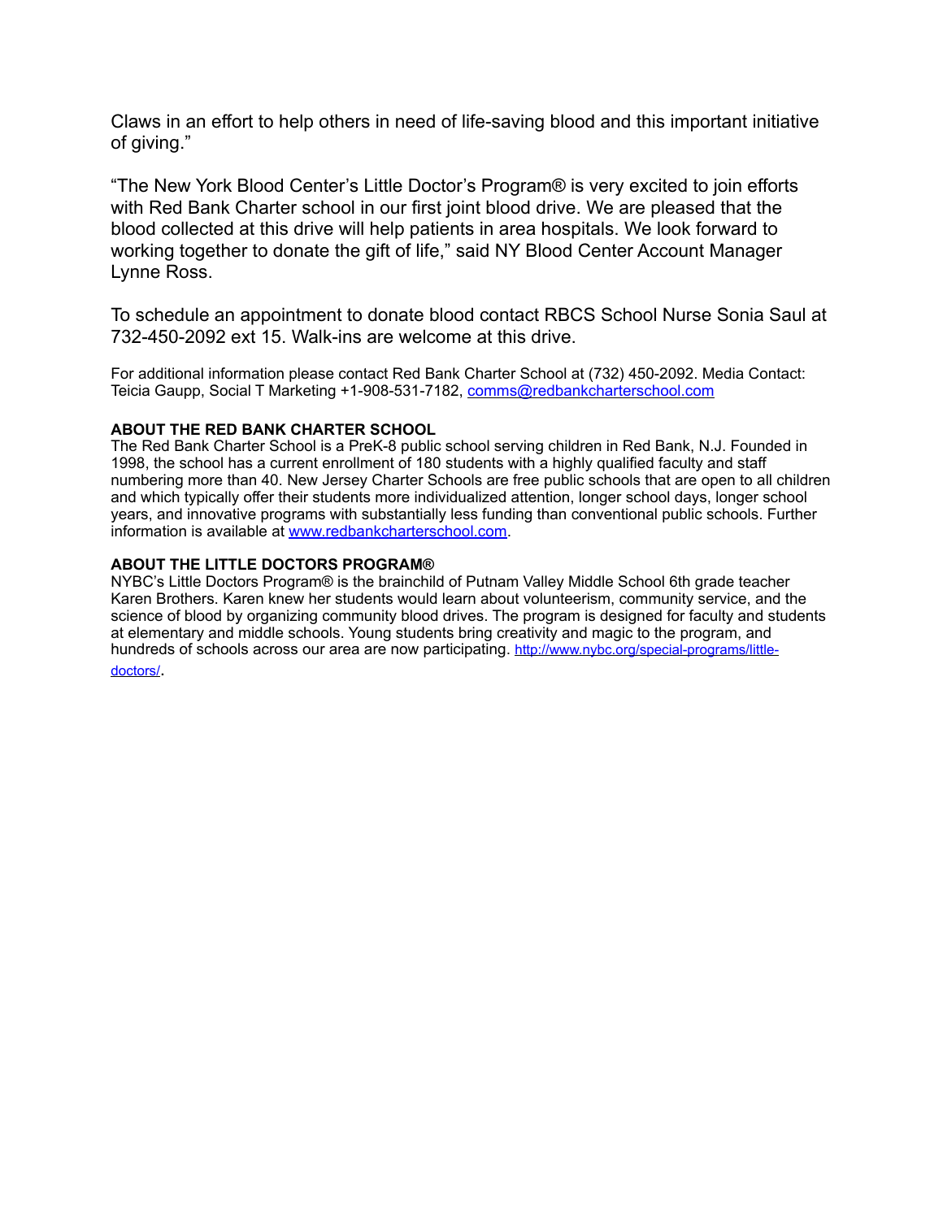Claws in an effort to help others in need of life-saving blood and this important initiative of giving."

"The New York Blood Center's Little Doctor's Program® is very excited to join efforts with Red Bank Charter school in our first joint blood drive. We are pleased that the blood collected at this drive will help patients in area hospitals. We look forward to working together to donate the gift of life," said NY Blood Center Account Manager Lynne Ross.

To schedule an appointment to donate blood contact RBCS School Nurse Sonia Saul at 732-450-2092 ext 15. Walk-ins are welcome at this drive.

For additional information please contact Red Bank Charter School at (732) 450-2092. Media Contact: Teicia Gaupp, Social T Marketing +1-908-531-7182, comms@redbankcharterschool.com

**ABOUT THE RED BANK CHARTER SCHOOL**
The Red Bank Charter School is a PreK-8 public school serving children in Red Bank, N.J. Founded in 1998, the school has a current enrollment of 180 students with a highly qualified faculty and staff numbering more than 40. New Jersey Charter Schools are free public schools that are open to all children and which typically offer their students more individualized attention, longer school days, longer school years, and innovative programs with substantially less funding than conventional public schools. Further information is available at www.redbankcharterschool.com.

**ABOUT THE LITTLE DOCTORS PROGRAM®**
NYBC's Little Doctors Program® is the brainchild of Putnam Valley Middle School 6th grade teacher Karen Brothers. Karen knew her students would learn about volunteerism, community service, and the science of blood by organizing community blood drives. The program is designed for faculty and students at elementary and middle schools. Young students bring creativity and magic to the program, and hundreds of schools across our area are now participating. http://www.nybc.org/special-programs/little-doctors/.